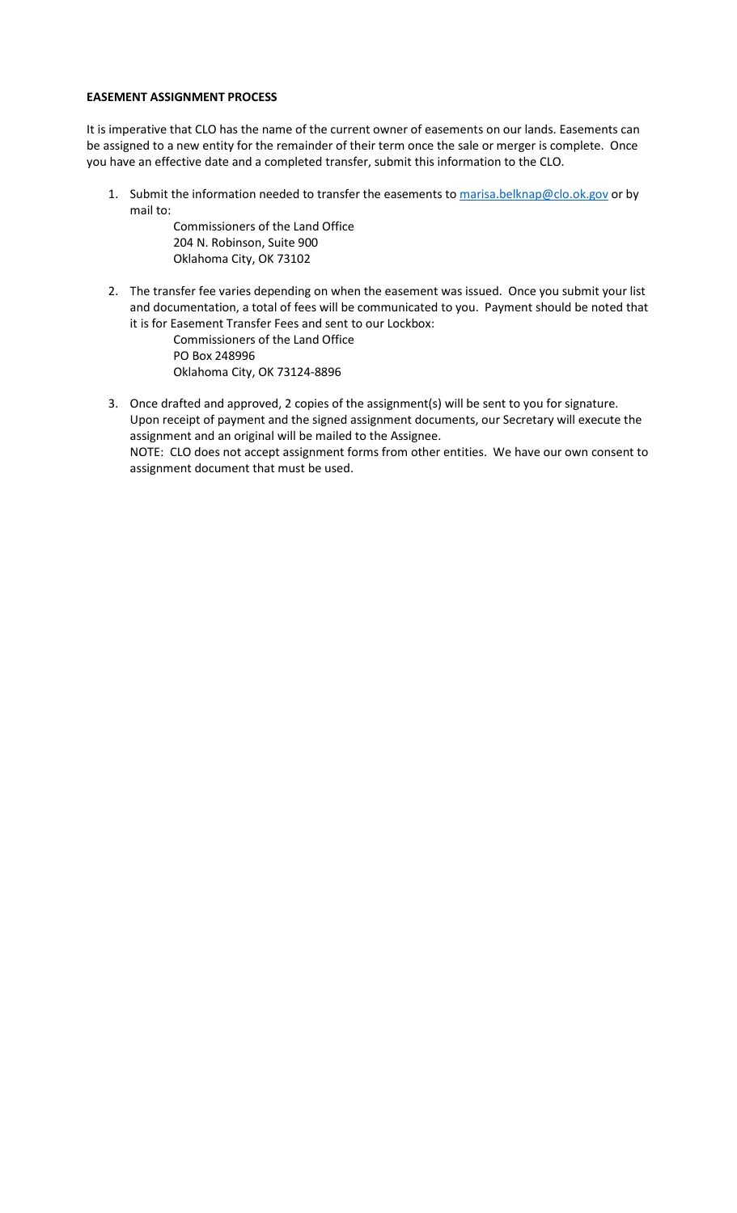**EASEMENT ASSIGNMENT PROCESS**

It is imperative that CLO has the name of the current owner of easements on our lands. Easements can be assigned to a new entity for the remainder of their term once the sale or merger is complete. Once you have an effective date and a completed transfer, submit this information to the CLO.

1. Submit the information needed to transfer the easements to marisa.belknap@clo.ok.gov or by mail to:

   Commissioners of the Land Office
   204 N. Robinson, Suite 900
   Oklahoma City, OK 73102

2. The transfer fee varies depending on when the easement was issued. Once you submit your list and documentation, a total of fees will be communicated to you. Payment should be noted that it is for Easement Transfer Fees and sent to our Lockbox:

   Commissioners of the Land Office
   PO Box 248996
   Oklahoma City, OK 73124-8896

3. Once drafted and approved, 2 copies of the assignment(s) will be sent to you for signature. Upon receipt of payment and the signed assignment documents, our Secretary will execute the assignment and an original will be mailed to the Assignee.
   NOTE: CLO does not accept assignment forms from other entities. We have our own consent to assignment document that must be used.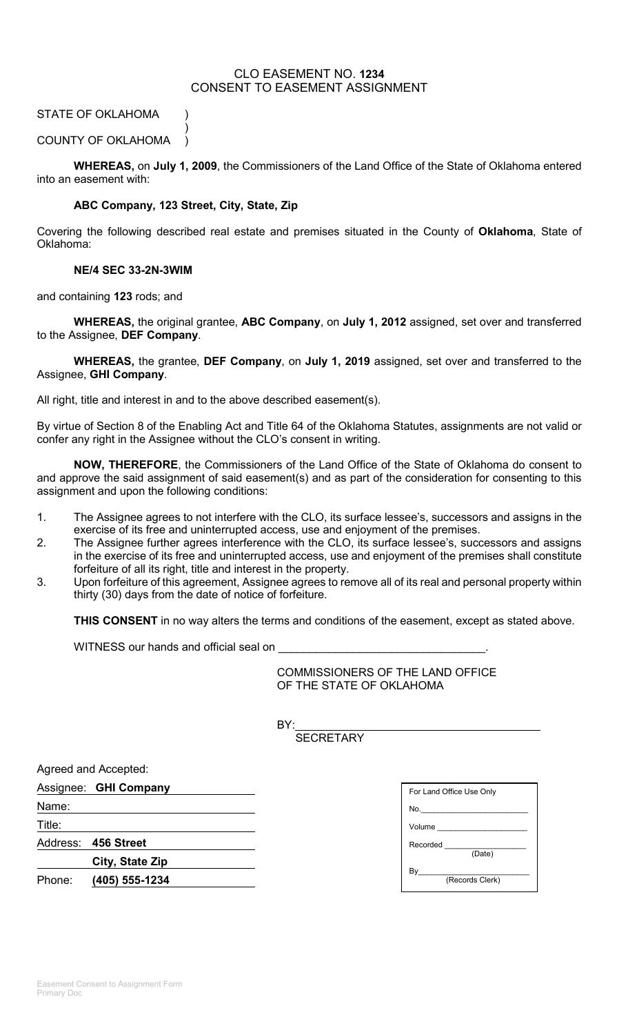CLO EASEMENT NO. **1234**
CONSENT TO EASEMENT ASSIGNMENT

STATE OF OKLAHOMA )
)
COUNTY OF OKLAHOMA )

**WHEREAS,** on **July 1, 2009**, the Commissioners of the Land Office of the State of Oklahoma entered into an easement with:

**ABC Company, 123 Street, City, State, Zip**

Covering the following described real estate and premises situated in the County of **Oklahoma**, State of Oklahoma:

**NE/4 SEC 33-2N-3WIM**

and containing **123** rods; and

**WHEREAS,** the original grantee, **ABC Company**, on **July 1, 2012** assigned, set over and transferred to the Assignee, **DEF Company**.

**WHEREAS,** the grantee, **DEF Company**, on **July 1, 2019** assigned, set over and transferred to the Assignee, **GHI Company**.

All right, title and interest in and to the above described easement(s).

By virtue of Section 8 of the Enabling Act and Title 64 of the Oklahoma Statutes, assignments are not valid or confer any right in the Assignee without the CLO's consent in writing.

**NOW, THEREFORE**, the Commissioners of the Land Office of the State of Oklahoma do consent to and approve the said assignment of said easement(s) and as part of the consideration for consenting to this assignment and upon the following conditions:

1. The Assignee agrees to not interfere with the CLO, its surface lessee's, successors and assigns in the exercise of its free and uninterrupted access, use and enjoyment of the premises.
2. The Assignee further agrees interference with the CLO, its surface lessee's, successors and assigns in the exercise of its free and uninterrupted access, use and enjoyment of the premises shall constitute forfeiture of all its right, title and interest in the property.
3. Upon forfeiture of this agreement, Assignee agrees to remove all of its real and personal property within thirty (30) days from the date of notice of forfeiture.

**THIS CONSENT** in no way alters the terms and conditions of the easement, except as stated above.

WITNESS our hands and official seal on \_\_\_\_\_\_\_\_\_\_\_\_\_\_\_\_\_\_\_\_\_\_\_\_\_\_\_\_\_\_\_\_.

COMMISSIONERS OF THE LAND OFFICE
OF THE STATE OF OKLAHOMA

BY:\_\_\_\_\_\_\_\_\_\_\_\_\_\_\_\_\_\_\_\_\_\_\_\_\_\_\_\_\_\_\_\_\_\_\_\_\_\_\_\_
SECRETARY

Agreed and Accepted:

Assignee: **GHI Company**

Name:

Title:

Address: **456 Street**
**City, State Zip**

Phone: **(405) 555-1234**

For Land Office Use Only

No.\_\_\_\_\_\_\_\_\_\_\_\_\_\_\_\_\_\_\_\_\_\_\_\_

Volume \_\_\_\_\_\_\_\_\_\_\_\_\_\_\_\_\_\_\_\_

Recorded \_\_\_\_\_\_\_\_\_\_\_\_\_\_\_\_\_\_
(Date)

By\_\_\_\_\_\_\_\_\_\_\_\_\_\_\_\_\_\_\_\_\_\_\_\_\_\_
(Records Clerk)

Easement Consent to Assignment Form
Primary Doc